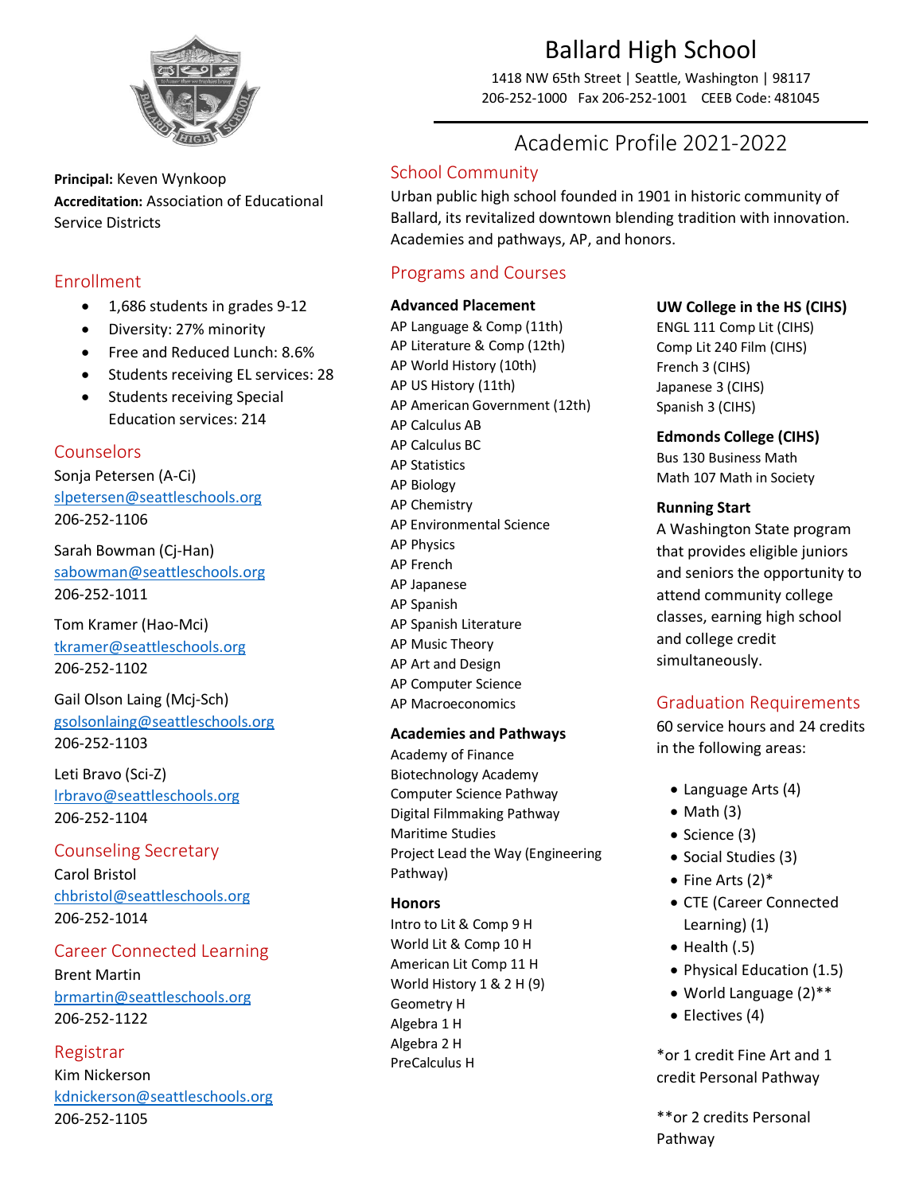# Ballard High School

1418 NW 65th Street | Seattle, Washington | 98117
206-252-1000 Fax 206-252-1001 CEEB Code: 481045

## Academic Profile 2021-2022

**Principal:** Keven Wynkoop
**Accreditation:** Association of Educational Service Districts

### Enrollment

- 1,686 students in grades 9-12
- Diversity: 27% minority
- Free and Reduced Lunch: 8.6%
- Students receiving EL services: 28
- Students receiving Special Education services: 214

### Counselors

Sonja Petersen (A-Ci)
slpetersen@seattleschools.org
206-252-1106

Sarah Bowman (Cj-Han)
sabowman@seattleschools.org
206-252-1011

Tom Kramer (Hao-Mci)
tkramer@seattleschools.org
206-252-1102

Gail Olson Laing (Mcj-Sch)
gsolsonlaing@seattleschools.org
206-252-1103

Leti Bravo (Sci-Z)
lrbravo@seattleschools.org
206-252-1104

### Counseling Secretary

Carol Bristol
chbristol@seattleschools.org
206-252-1014

### Career Connected Learning

Brent Martin
brmartin@seattleschools.org
206-252-1122

### Registrar

Kim Nickerson
kdnickerson@seattleschools.org
206-252-1105

### School Community

Urban public high school founded in 1901 in historic community of Ballard, its revitalized downtown blending tradition with innovation. Academies and pathways, AP, and honors.

### Programs and Courses

**Advanced Placement**

AP Language & Comp (11th)
AP Literature & Comp (12th)
AP World History (10th)
AP US History (11th)
AP American Government (12th)
AP Calculus AB
AP Calculus BC
AP Statistics
AP Biology
AP Chemistry
AP Environmental Science
AP Physics
AP French
AP Japanese
AP Spanish
AP Spanish Literature
AP Music Theory
AP Art and Design
AP Computer Science
AP Macroeconomics

**Academies and Pathways**

Academy of Finance
Biotechnology Academy
Computer Science Pathway
Digital Filmmaking Pathway
Maritime Studies
Project Lead the Way (Engineering Pathway)

**Honors**

Intro to Lit & Comp 9 H
World Lit & Comp 10 H
American Lit Comp 11 H
World History 1 & 2 H (9)
Geometry H
Algebra 1 H
Algebra 2 H
PreCalculus H

**UW College in the HS (CIHS)**

ENGL 111 Comp Lit (CIHS)
Comp Lit 240 Film (CIHS)
French 3 (CIHS)
Japanese 3 (CIHS)
Spanish 3 (CIHS)

**Edmonds College (CIHS)**

Bus 130 Business Math
Math 107 Math in Society

**Running Start**

A Washington State program that provides eligible juniors and seniors the opportunity to attend community college classes, earning high school and college credit simultaneously.

### Graduation Requirements

60 service hours and 24 credits in the following areas:

- Language Arts (4)
- Math (3)
- Science (3)
- Social Studies (3)
- Fine Arts (2)*
- CTE (Career Connected Learning) (1)
- Health (.5)
- Physical Education (1.5)
- World Language (2)**
- Electives (4)

*or 1 credit Fine Art and 1 credit Personal Pathway

**or 2 credits Personal Pathway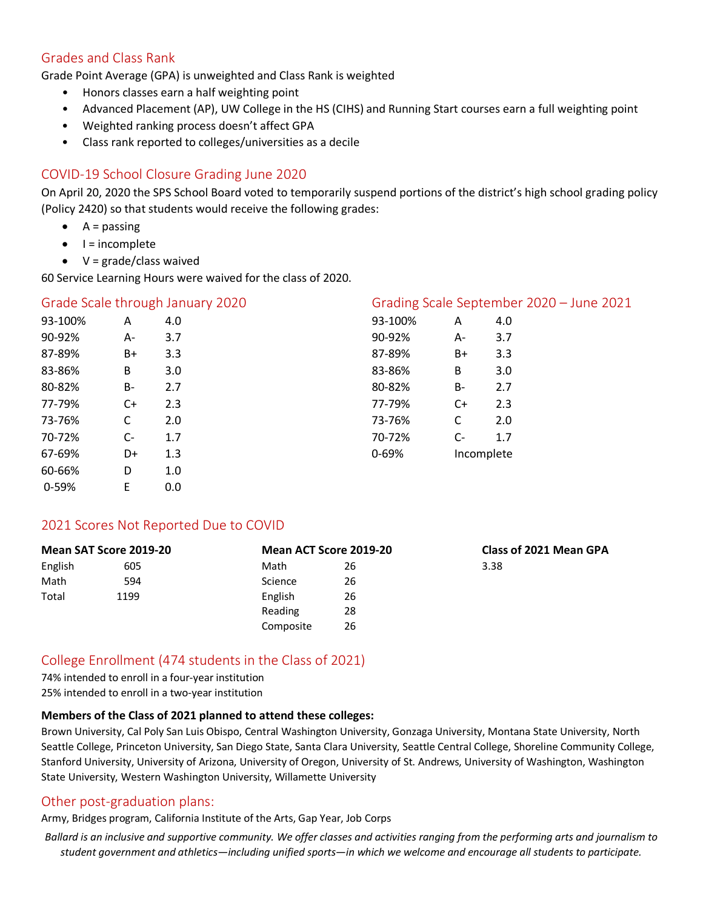## Grades and Class Rank

Grade Point Average (GPA) is unweighted and Class Rank is weighted

- Honors classes earn a half weighting point
- Advanced Placement (AP), UW College in the HS (CIHS) and Running Start courses earn a full weighting point
- Weighted ranking process doesn't affect GPA
- Class rank reported to colleges/universities as a decile

## COVID-19 School Closure Grading June 2020

On April 20, 2020 the SPS School Board voted to temporarily suspend portions of the district's high school grading policy (Policy 2420) so that students would receive the following grades:

- A = passing
- I = incomplete
- V = grade/class waived

60 Service Learning Hours were waived for the class of 2020.

## Grade Scale through January 2020

| | | |
|---|---|---|
| 93-100% | A | 4.0 |
| 90-92% | A- | 3.7 |
| 87-89% | B+ | 3.3 |
| 83-86% | B | 3.0 |
| 80-82% | B- | 2.7 |
| 77-79% | C+ | 2.3 |
| 73-76% | C | 2.0 |
| 70-72% | C- | 1.7 |
| 67-69% | D+ | 1.3 |
| 60-66% | D | 1.0 |
| 0-59% | E | 0.0 |

## Grading Scale September 2020 – June 2021

| | | |
|---|---|---|
| 93-100% | A | 4.0 |
| 90-92% | A- | 3.7 |
| 87-89% | B+ | 3.3 |
| 83-86% | B | 3.0 |
| 80-82% | B- | 2.7 |
| 77-79% | C+ | 2.3 |
| 73-76% | C | 2.0 |
| 70-72% | C- | 1.7 |
| 0-69% | Incomplete | |

## 2021 Scores Not Reported Due to COVID

**Mean SAT Score 2019-20**

| | |
|---|---|
| English | 605 |
| Math | 594 |
| Total | 1199 |

**Mean ACT Score 2019-20**

| | |
|---|---|
| Math | 26 |
| Science | 26 |
| English | 26 |
| Reading | 28 |
| Composite | 26 |

**Class of 2021 Mean GPA**

3.38

## College Enrollment (474 students in the Class of 2021)

74% intended to enroll in a four-year institution
25% intended to enroll in a two-year institution

**Members of the Class of 2021 planned to attend these colleges:**

Brown University, Cal Poly San Luis Obispo, Central Washington University, Gonzaga University, Montana State University, North Seattle College, Princeton University, San Diego State, Santa Clara University, Seattle Central College, Shoreline Community College, Stanford University, University of Arizona, University of Oregon, University of St. Andrews, University of Washington, Washington State University, Western Washington University, Willamette University

## Other post-graduation plans:

Army, Bridges program, California Institute of the Arts, Gap Year, Job Corps

*Ballard is an inclusive and supportive community. We offer classes and activities ranging from the performing arts and journalism to student government and athletics—including unified sports—in which we welcome and encourage all students to participate.*